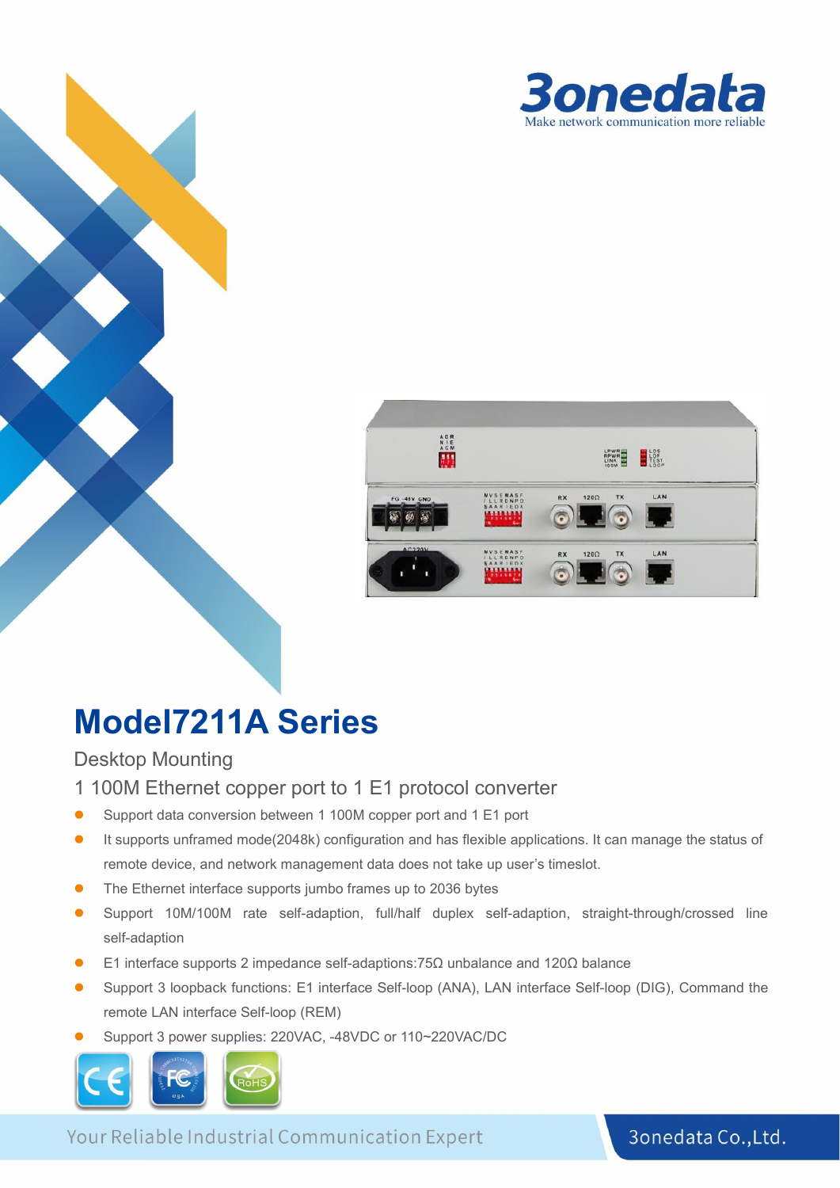3onedata

Make network communication more reliable

# Model7211A Series

Desktop Mounting

1 100M Ethernet copper port to 1 E1 protocol converter

- Support data conversion between 1 100M copper port and 1 E1 port
- It supports unframed mode(2048k) configuration and has flexible applications. It can manage the status of remote device, and network management data does not take up user's timeslot.
- The Ethernet interface supports jumbo frames up to 2036 bytes
- Support 10M/100M rate self-adaption, full/half duplex self-adaption, straight-through/crossed line self-adaption
- E1 interface supports 2 impedance self-adaptions:75Ω unbalance and 120Ω balance
- Support 3 loopback functions: E1 interface Self-loop (ANA), LAN interface Self-loop (DIG), Command the remote LAN interface Self-loop (REM)
- Support 3 power supplies: 220VAC, -48VDC or 110~220VAC/DC

Your Reliable Industrial Communication Expert

3onedata Co.,Ltd.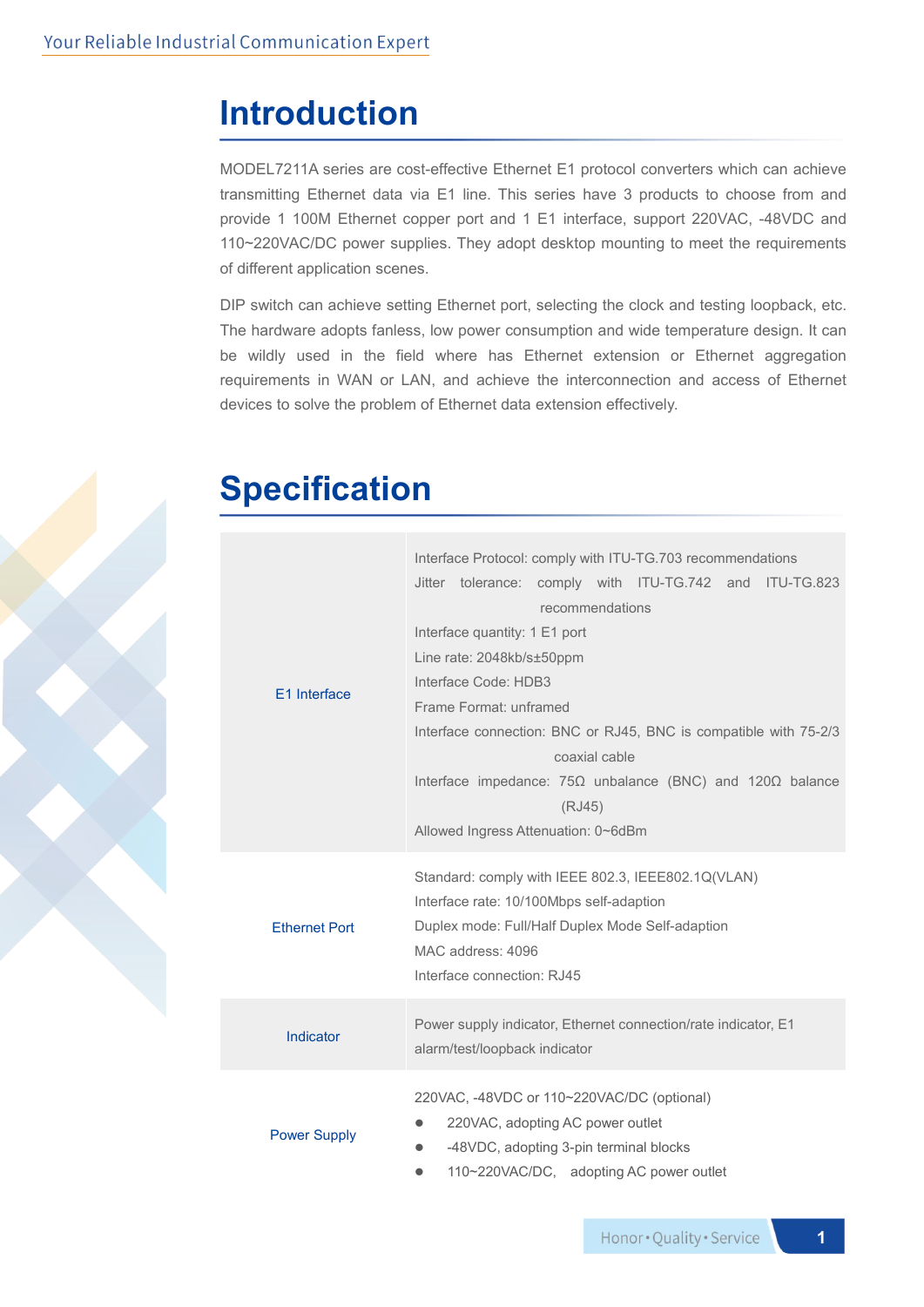# Introduction

MODEL7211A series are cost-effective Ethernet E1 protocol converters which can achieve transmitting Ethernet data via E1 line. This series have 3 products to choose from and provide 1 100M Ethernet copper port and 1 E1 interface, support 220VAC, -48VDC and 110~220VAC/DC power supplies. They adopt desktop mounting to meet the requirements of different application scenes.

DIP switch can achieve setting Ethernet port, selecting the clock and testing loopback, etc. The hardware adopts fanless, low power consumption and wide temperature design. It can be wildly used in the field where has Ethernet extension or Ethernet aggregation requirements in WAN or LAN, and achieve the interconnection and access of Ethernet devices to solve the problem of Ethernet data extension effectively.

# Specification

| | |
|---|---|
| E1 Interface | Interface Protocol: comply with ITU-TG.703 recommendations<br>Jitter tolerance: comply with ITU-TG.742 and ITU-TG.823 recommendations<br>Interface quantity: 1 E1 port<br>Line rate: 2048kb/s±50ppm<br>Interface Code: HDB3<br>Frame Format: unframed<br>Interface connection: BNC or RJ45, BNC is compatible with 75-2/3 coaxial cable<br>Interface impedance: 75Ω unbalance (BNC) and 120Ω balance (RJ45)<br>Allowed Ingress Attenuation: 0~6dBm |
| Ethernet Port | Standard: comply with IEEE 802.3, IEEE802.1Q(VLAN)<br>Interface rate: 10/100Mbps self-adaption<br>Duplex mode: Full/Half Duplex Mode Self-adaption<br>MAC address: 4096<br>Interface connection: RJ45 |
| Indicator | Power supply indicator, Ethernet connection/rate indicator, E1 alarm/test/loopback indicator |
| Power Supply | 220VAC, -48VDC or 110~220VAC/DC (optional)<br>● 220VAC, adopting AC power outlet<br>● -48VDC, adopting 3-pin terminal blocks<br>● 110~220VAC/DC, adopting AC power outlet |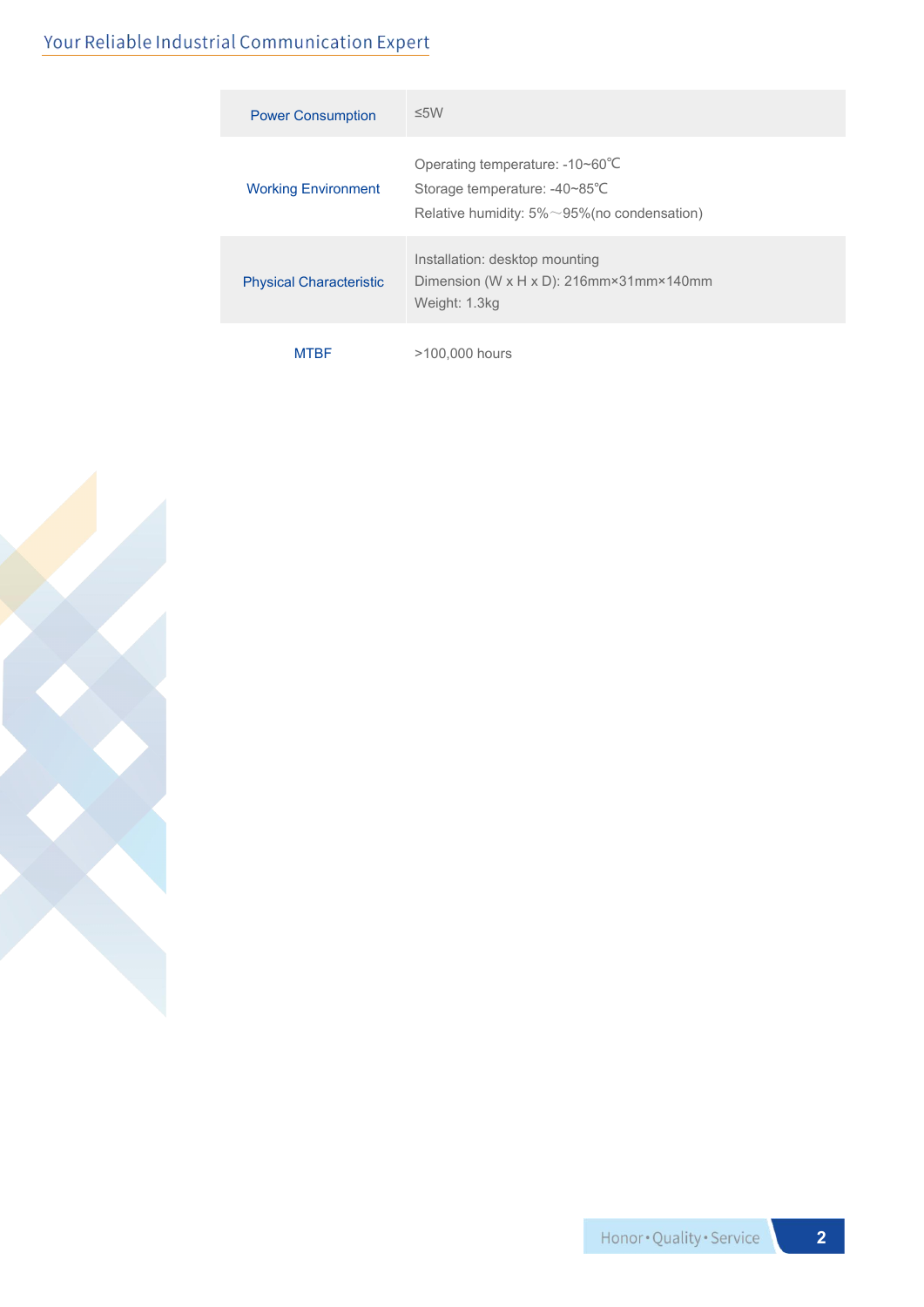| | |
|---|---|
| Power Consumption | ≤5W |
| Working Environment | Operating temperature: -10~60℃<br>Storage temperature: -40~85℃<br>Relative humidity: 5%～95%(no condensation) |
| Physical Characteristic | Installation: desktop mounting<br>Dimension (W x H x D): 216mm×31mm×140mm<br>Weight: 1.3kg |
| MTBF | >100,000 hours |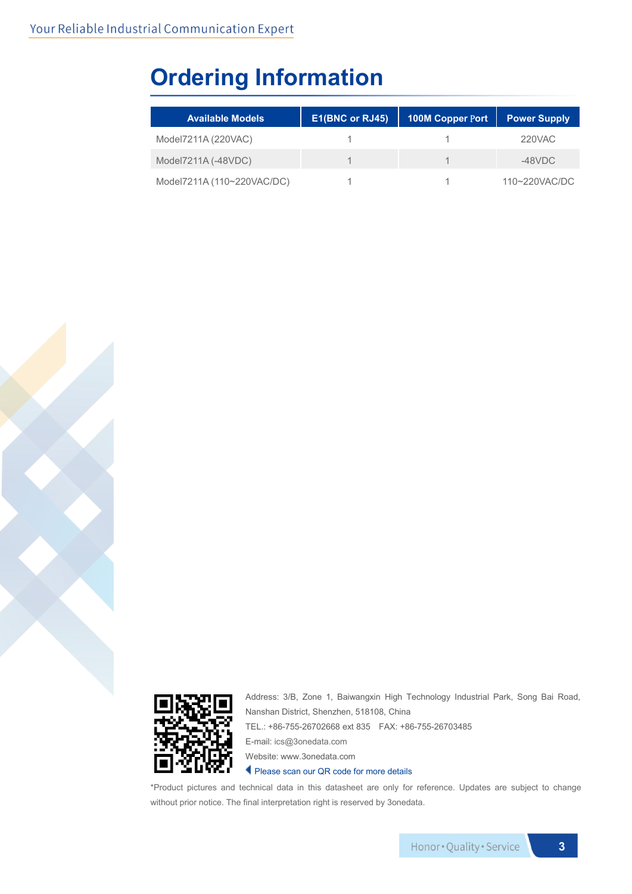# Ordering Information

| Available Models | E1(BNC or RJ45) | 100M Copper Port | Power Supply |
|---|---|---|---|
| Model7211A (220VAC) | 1 | 1 | 220VAC |
| Model7211A (-48VDC) | 1 | 1 | -48VDC |
| Model7211A (110~220VAC/DC) | 1 | 1 | 110~220VAC/DC |

Address: 3/B, Zone 1, Baiwangxin High Technology Industrial Park, Song Bai Road, Nanshan District, Shenzhen, 518108, China

TEL.: +86-755-26702668 ext 835 FAX: +86-755-26703485

E-mail: ics@3onedata.com

Website: www.3onedata.com

Please scan our QR code for more details

*Product pictures and technical data in this datasheet are only for reference. Updates are subject to change without prior notice. The final interpretation right is reserved by 3onedata.